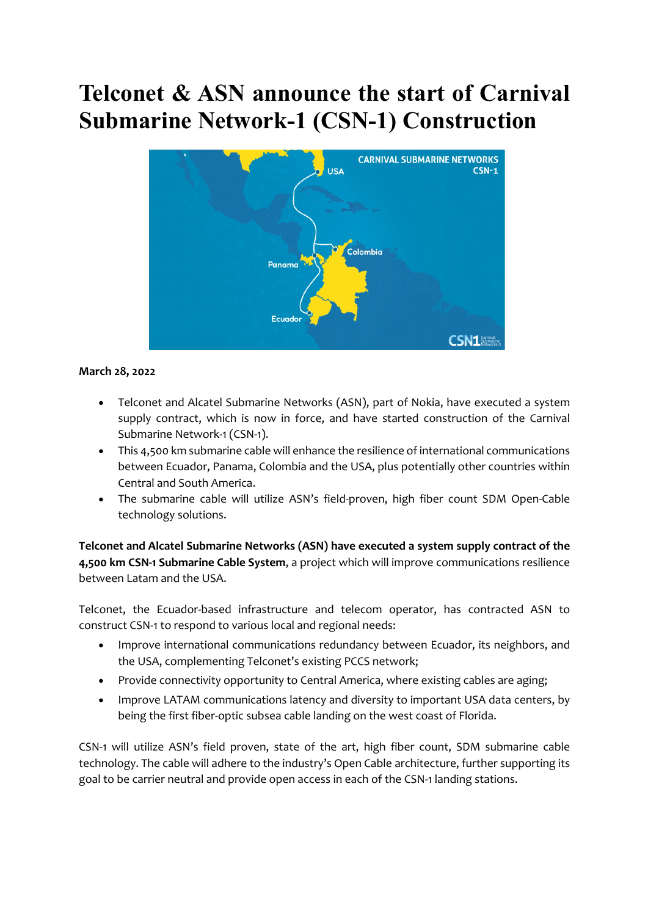# Telconet & ASN announce the start of Carnival Submarine Network-1 (CSN-1) Construction

**March 28, 2022**

- Telconet and Alcatel Submarine Networks (ASN), part of Nokia, have executed a system supply contract, which is now in force, and have started construction of the Carnival Submarine Network-1 (CSN-1).
- This 4,500 km submarine cable will enhance the resilience of international communications between Ecuador, Panama, Colombia and the USA, plus potentially other countries within Central and South America.
- The submarine cable will utilize ASN's field-proven, high fiber count SDM Open-Cable technology solutions.

**Telconet and Alcatel Submarine Networks (ASN) have executed a system supply contract of the 4,500 km CSN-1 Submarine Cable System**, a project which will improve communications resilience between Latam and the USA.

Telconet, the Ecuador-based infrastructure and telecom operator, has contracted ASN to construct CSN-1 to respond to various local and regional needs:

- Improve international communications redundancy between Ecuador, its neighbors, and the USA, complementing Telconet's existing PCCS network;
- Provide connectivity opportunity to Central America, where existing cables are aging;
- Improve LATAM communications latency and diversity to important USA data centers, by being the first fiber-optic subsea cable landing on the west coast of Florida.

CSN-1 will utilize ASN's field proven, state of the art, high fiber count, SDM submarine cable technology. The cable will adhere to the industry's Open Cable architecture, further supporting its goal to be carrier neutral and provide open access in each of the CSN-1 landing stations.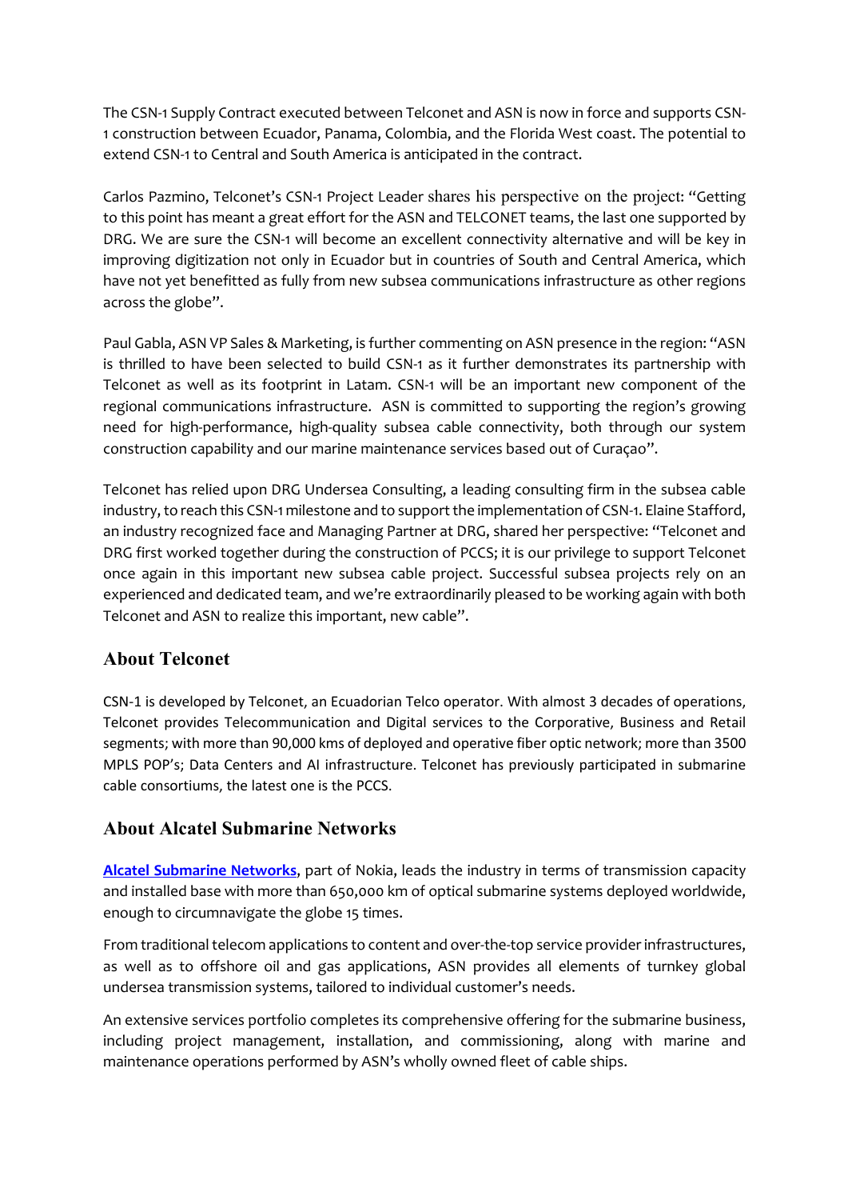The CSN-1 Supply Contract executed between Telconet and ASN is now in force and supports CSN-1 construction between Ecuador, Panama, Colombia, and the Florida West coast. The potential to extend CSN-1 to Central and South America is anticipated in the contract.

Carlos Pazmino, Telconet's CSN-1 Project Leader shares his perspective on the project: "Getting to this point has meant a great effort for the ASN and TELCONET teams, the last one supported by DRG. We are sure the CSN-1 will become an excellent connectivity alternative and will be key in improving digitization not only in Ecuador but in countries of South and Central America, which have not yet benefitted as fully from new subsea communications infrastructure as other regions across the globe".

Paul Gabla, ASN VP Sales & Marketing, is further commenting on ASN presence in the region: "ASN is thrilled to have been selected to build CSN-1 as it further demonstrates its partnership with Telconet as well as its footprint in Latam. CSN-1 will be an important new component of the regional communications infrastructure. ASN is committed to supporting the region's growing need for high-performance, high-quality subsea cable connectivity, both through our system construction capability and our marine maintenance services based out of Curaçao".

Telconet has relied upon DRG Undersea Consulting, a leading consulting firm in the subsea cable industry, to reach this CSN-1 milestone and to support the implementation of CSN-1. Elaine Stafford, an industry recognized face and Managing Partner at DRG, shared her perspective: "Telconet and DRG first worked together during the construction of PCCS; it is our privilege to support Telconet once again in this important new subsea cable project. Successful subsea projects rely on an experienced and dedicated team, and we're extraordinarily pleased to be working again with both Telconet and ASN to realize this important, new cable".

## About Telconet

CSN-1 is developed by Telconet, an Ecuadorian Telco operator. With almost 3 decades of operations, Telconet provides Telecommunication and Digital services to the Corporative, Business and Retail segments; with more than 90,000 kms of deployed and operative fiber optic network; more than 3500 MPLS POP's; Data Centers and AI infrastructure. Telconet has previously participated in submarine cable consortiums, the latest one is the PCCS.

## About Alcatel Submarine Networks

**Alcatel Submarine Networks**, part of Nokia, leads the industry in terms of transmission capacity and installed base with more than 650,000 km of optical submarine systems deployed worldwide, enough to circumnavigate the globe 15 times.

From traditional telecom applications to content and over-the-top service provider infrastructures, as well as to offshore oil and gas applications, ASN provides all elements of turnkey global undersea transmission systems, tailored to individual customer's needs.

An extensive services portfolio completes its comprehensive offering for the submarine business, including project management, installation, and commissioning, along with marine and maintenance operations performed by ASN's wholly owned fleet of cable ships.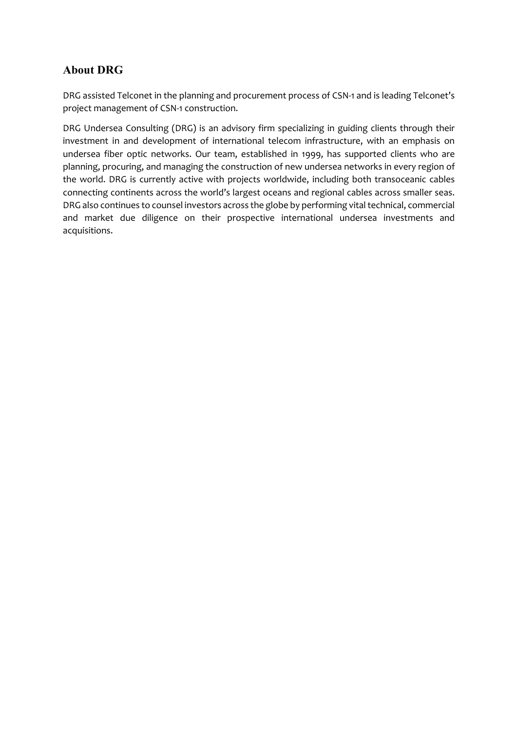## About DRG

DRG assisted Telconet in the planning and procurement process of CSN-1 and is leading Telconet's project management of CSN-1 construction.

DRG Undersea Consulting (DRG) is an advisory firm specializing in guiding clients through their investment in and development of international telecom infrastructure, with an emphasis on undersea fiber optic networks. Our team, established in 1999, has supported clients who are planning, procuring, and managing the construction of new undersea networks in every region of the world. DRG is currently active with projects worldwide, including both transoceanic cables connecting continents across the world's largest oceans and regional cables across smaller seas. DRG also continues to counsel investors across the globe by performing vital technical, commercial and market due diligence on their prospective international undersea investments and acquisitions.